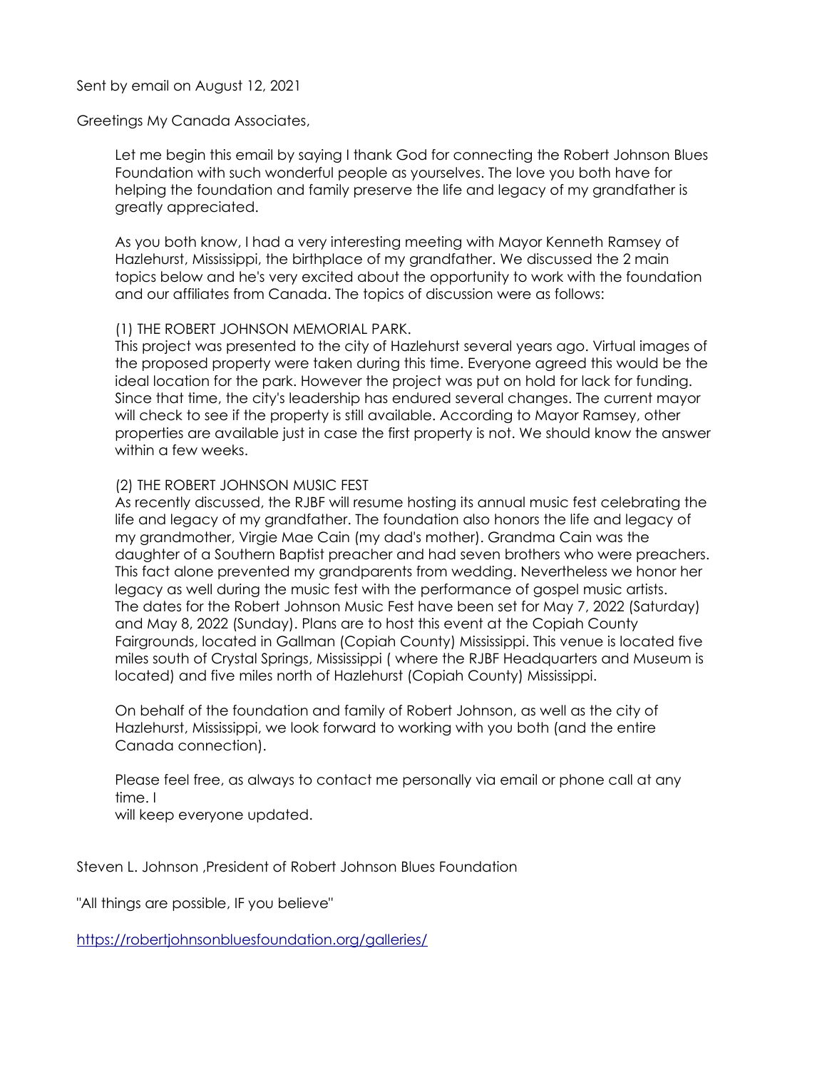Sent by email on August 12, 2021

Greetings My Canada Associates,

Let me begin this email by saying I thank God for connecting the Robert Johnson Blues Foundation with such wonderful people as yourselves. The love you both have for helping the foundation and family preserve the life and legacy of my grandfather is greatly appreciated.

As you both know, I had a very interesting meeting with Mayor Kenneth Ramsey of Hazlehurst, Mississippi, the birthplace of my grandfather. We discussed the 2 main topics below and he's very excited about the opportunity to work with the foundation and our affiliates from Canada. The topics of discussion were as follows:

(1) THE ROBERT JOHNSON MEMORIAL PARK.
This project was presented to the city of Hazlehurst several years ago. Virtual images of the proposed property were taken during this time. Everyone agreed this would be the ideal location for the park. However the project was put on hold for lack for funding. Since that time, the city's leadership has endured several changes. The current mayor will check to see if the property is still available. According to Mayor Ramsey, other properties are available just in case the first property is not. We should know the answer within a few weeks.

(2) THE ROBERT JOHNSON MUSIC FEST
As recently discussed, the RJBF will resume hosting its annual music fest celebrating the life and legacy of my grandfather. The foundation also honors the life and legacy of my grandmother, Virgie Mae Cain (my dad's mother). Grandma Cain was the daughter of a Southern Baptist preacher and had seven brothers who were preachers. This fact alone prevented my grandparents from wedding. Nevertheless we honor her legacy as well during the music fest with the performance of gospel music artists. The dates for the Robert Johnson Music Fest have been set for May 7, 2022 (Saturday) and May 8, 2022 (Sunday). Plans are to host this event at the Copiah County Fairgrounds, located in Gallman (Copiah County) Mississippi. This venue is located five miles south of Crystal Springs, Mississippi ( where the RJBF Headquarters and Museum is located) and five miles north of Hazlehurst (Copiah County) Mississippi.

On behalf of the foundation and family of Robert Johnson, as well as the city of Hazlehurst, Mississippi, we look forward to working with you both (and the entire Canada connection).

Please feel free, as always to contact me personally via email or phone call at any time. I
will keep everyone updated.

Steven L. Johnson ,President of Robert Johnson Blues Foundation

"All things are possible, IF you believe"

https://robertjohnsonbluesfoundation.org/galleries/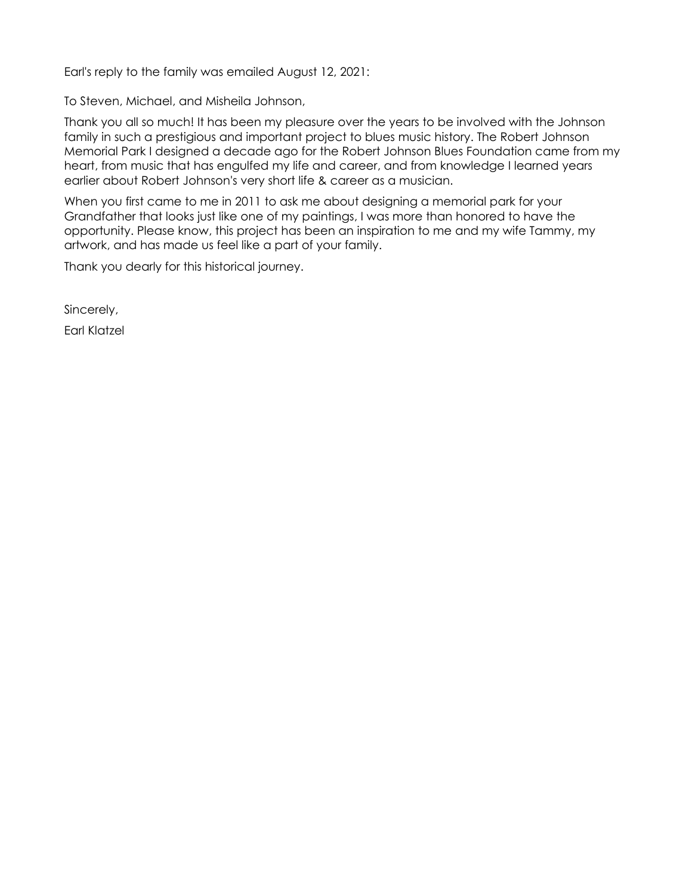Earl's reply to the family was emailed August 12, 2021:

To Steven, Michael, and Misheila Johnson,

Thank you all so much! It has been my pleasure over the years to be involved with the Johnson family in such a prestigious and important project to blues music history. The Robert Johnson Memorial Park I designed a decade ago for the Robert Johnson Blues Foundation came from my heart, from music that has engulfed my life and career, and from knowledge I learned years earlier about Robert Johnson's very short life & career as a musician.

When you first came to me in 2011 to ask me about designing a memorial park for your Grandfather that looks just like one of my paintings, I was more than honored to have the opportunity. Please know, this project has been an inspiration to me and my wife Tammy, my artwork, and has made us feel like a part of your family.

Thank you dearly for this historical journey.

Sincerely,

Earl Klatzel